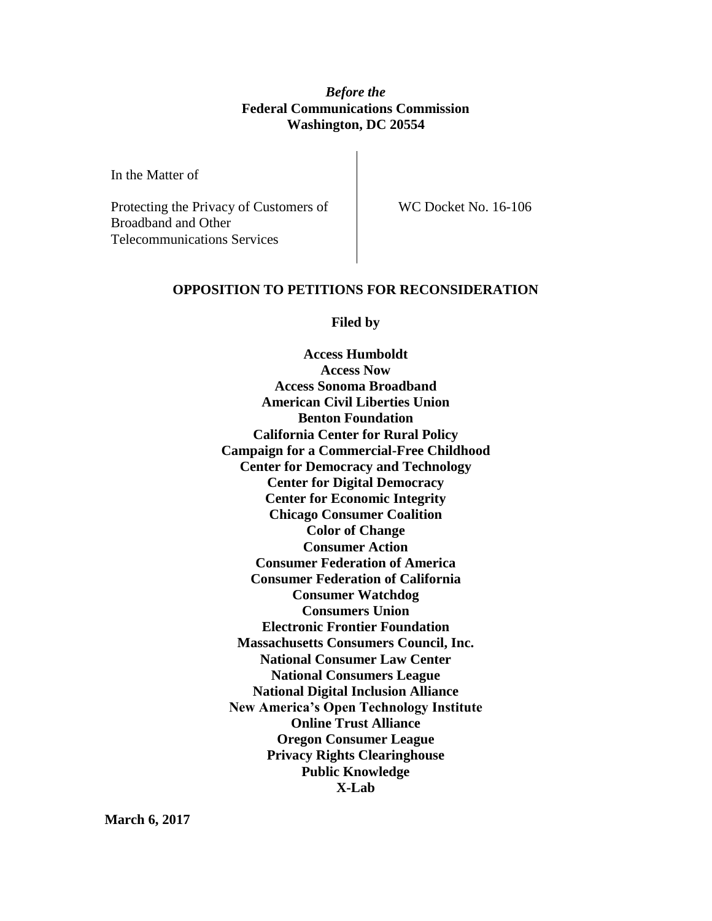***Before the***
**Federal Communications Commission**
**Washington, DC 20554**

In the Matter of

Protecting the Privacy of Customers of Broadband and Other Telecommunications Services

WC Docket No. 16-106

**OPPOSITION TO PETITIONS FOR RECONSIDERATION**

**Filed by**

**Access Humboldt**
**Access Now**
**Access Sonoma Broadband**
**American Civil Liberties Union**
**Benton Foundation**
**California Center for Rural Policy**
**Campaign for a Commercial-Free Childhood**
**Center for Democracy and Technology**
**Center for Digital Democracy**
**Center for Economic Integrity**
**Chicago Consumer Coalition**
**Color of Change**
**Consumer Action**
**Consumer Federation of America**
**Consumer Federation of California**
**Consumer Watchdog**
**Consumers Union**
**Electronic Frontier Foundation**
**Massachusetts Consumers Council, Inc.**
**National Consumer Law Center**
**National Consumers League**
**National Digital Inclusion Alliance**
**New America's Open Technology Institute**
**Online Trust Alliance**
**Oregon Consumer League**
**Privacy Rights Clearinghouse**
**Public Knowledge**
**X-Lab**

**March 6, 2017**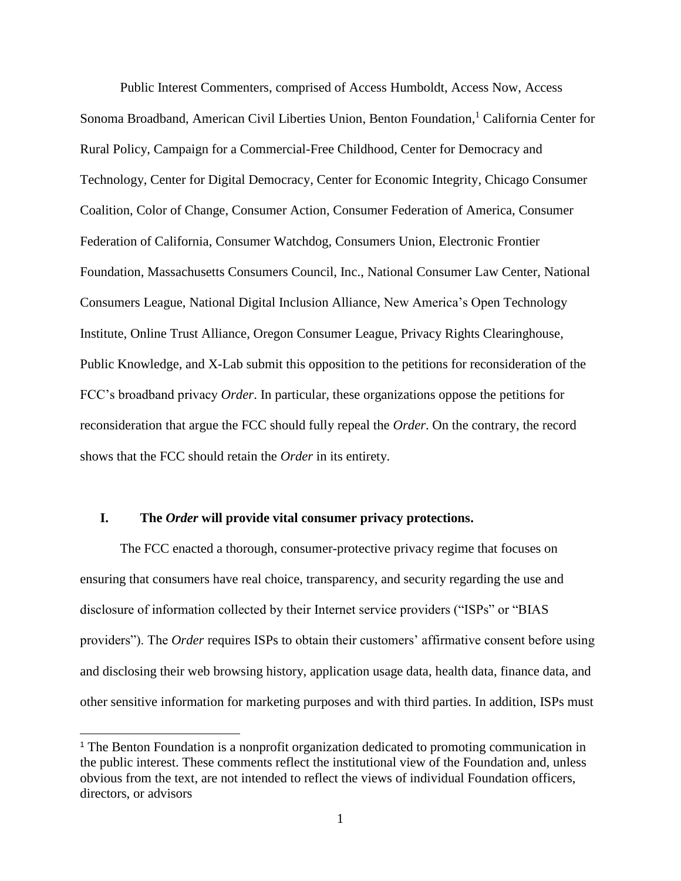Public Interest Commenters, comprised of Access Humboldt, Access Now, Access Sonoma Broadband, American Civil Liberties Union, Benton Foundation,[1] California Center for Rural Policy, Campaign for a Commercial-Free Childhood, Center for Democracy and Technology, Center for Digital Democracy, Center for Economic Integrity, Chicago Consumer Coalition, Color of Change, Consumer Action, Consumer Federation of America, Consumer Federation of California, Consumer Watchdog, Consumers Union, Electronic Frontier Foundation, Massachusetts Consumers Council, Inc., National Consumer Law Center, National Consumers League, National Digital Inclusion Alliance, New America's Open Technology Institute, Online Trust Alliance, Oregon Consumer League, Privacy Rights Clearinghouse, Public Knowledge, and X-Lab submit this opposition to the petitions for reconsideration of the FCC's broadband privacy *Order*. In particular, these organizations oppose the petitions for reconsideration that argue the FCC should fully repeal the *Order*. On the contrary, the record shows that the FCC should retain the *Order* in its entirety.

## I. The *Order* will provide vital consumer privacy protections.

The FCC enacted a thorough, consumer-protective privacy regime that focuses on ensuring that consumers have real choice, transparency, and security regarding the use and disclosure of information collected by their Internet service providers ("ISPs" or "BIAS providers"). The *Order* requires ISPs to obtain their customers' affirmative consent before using and disclosing their web browsing history, application usage data, health data, finance data, and other sensitive information for marketing purposes and with third parties. In addition, ISPs must

[1] The Benton Foundation is a nonprofit organization dedicated to promoting communication in the public interest. These comments reflect the institutional view of the Foundation and, unless obvious from the text, are not intended to reflect the views of individual Foundation officers, directors, or advisors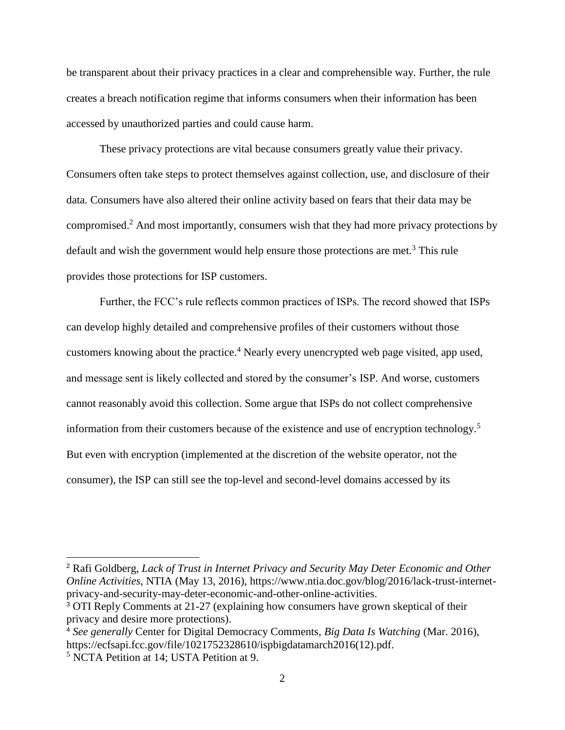be transparent about their privacy practices in a clear and comprehensible way. Further, the rule creates a breach notification regime that informs consumers when their information has been accessed by unauthorized parties and could cause harm.

These privacy protections are vital because consumers greatly value their privacy. Consumers often take steps to protect themselves against collection, use, and disclosure of their data. Consumers have also altered their online activity based on fears that their data may be compromised.[2] And most importantly, consumers wish that they had more privacy protections by default and wish the government would help ensure those protections are met.[3] This rule provides those protections for ISP customers.

Further, the FCC's rule reflects common practices of ISPs. The record showed that ISPs can develop highly detailed and comprehensive profiles of their customers without those customers knowing about the practice.[4] Nearly every unencrypted web page visited, app used, and message sent is likely collected and stored by the consumer's ISP. And worse, customers cannot reasonably avoid this collection. Some argue that ISPs do not collect comprehensive information from their customers because of the existence and use of encryption technology.[5] But even with encryption (implemented at the discretion of the website operator, not the consumer), the ISP can still see the top-level and second-level domains accessed by its

---

[2] Rafi Goldberg, *Lack of Trust in Internet Privacy and Security May Deter Economic and Other Online Activities*, NTIA (May 13, 2016), https://www.ntia.doc.gov/blog/2016/lack-trust-internet-privacy-and-security-may-deter-economic-and-other-online-activities.

[3] OTI Reply Comments at 21-27 (explaining how consumers have grown skeptical of their privacy and desire more protections).

[4] *See generally* Center for Digital Democracy Comments, *Big Data Is Watching* (Mar. 2016), https://ecfsapi.fcc.gov/file/1021752328610/ispbigdatamarch2016(12).pdf.

[5] NCTA Petition at 14; USTA Petition at 9.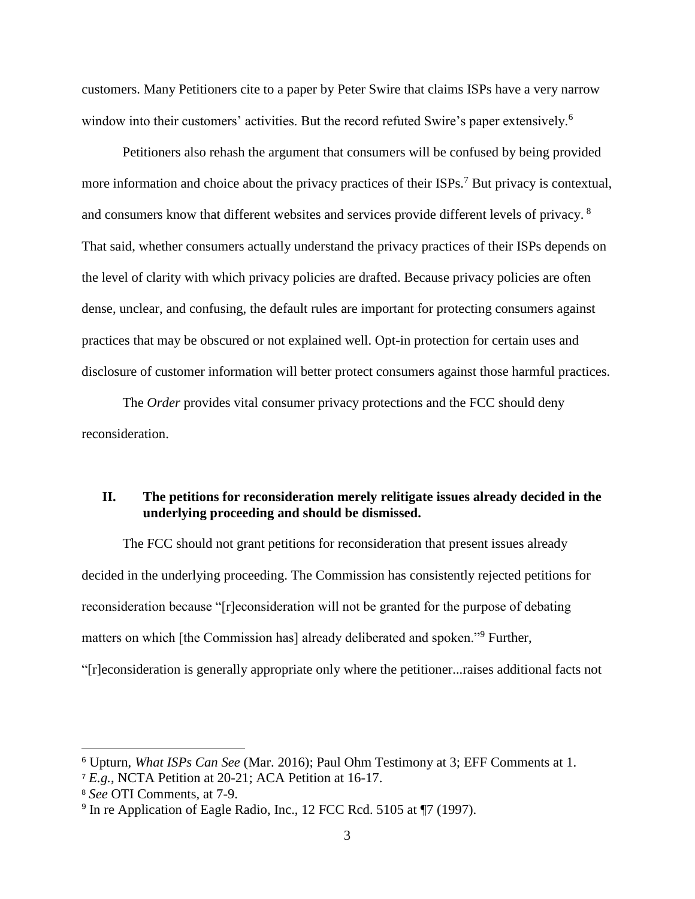customers. Many Petitioners cite to a paper by Peter Swire that claims ISPs have a very narrow window into their customers' activities. But the record refuted Swire's paper extensively.[6]

Petitioners also rehash the argument that consumers will be confused by being provided more information and choice about the privacy practices of their ISPs.[7] But privacy is contextual, and consumers know that different websites and services provide different levels of privacy.[8] That said, whether consumers actually understand the privacy practices of their ISPs depends on the level of clarity with which privacy policies are drafted. Because privacy policies are often dense, unclear, and confusing, the default rules are important for protecting consumers against practices that may be obscured or not explained well. Opt-in protection for certain uses and disclosure of customer information will better protect consumers against those harmful practices.

The *Order* provides vital consumer privacy protections and the FCC should deny reconsideration.

## II. The petitions for reconsideration merely relitigate issues already decided in the underlying proceeding and should be dismissed.

The FCC should not grant petitions for reconsideration that present issues already decided in the underlying proceeding. The Commission has consistently rejected petitions for reconsideration because "[r]econsideration will not be granted for the purpose of debating matters on which [the Commission has] already deliberated and spoken."[9] Further, "[r]econsideration is generally appropriate only where the petitioner...raises additional facts not

---

[6] Upturn, *What ISPs Can See* (Mar. 2016); Paul Ohm Testimony at 3; EFF Comments at 1.

[7] *E.g.*, NCTA Petition at 20-21; ACA Petition at 16-17.

[8] *See* OTI Comments, at 7-9.

[9] In re Application of Eagle Radio, Inc., 12 FCC Rcd. 5105 at ¶7 (1997).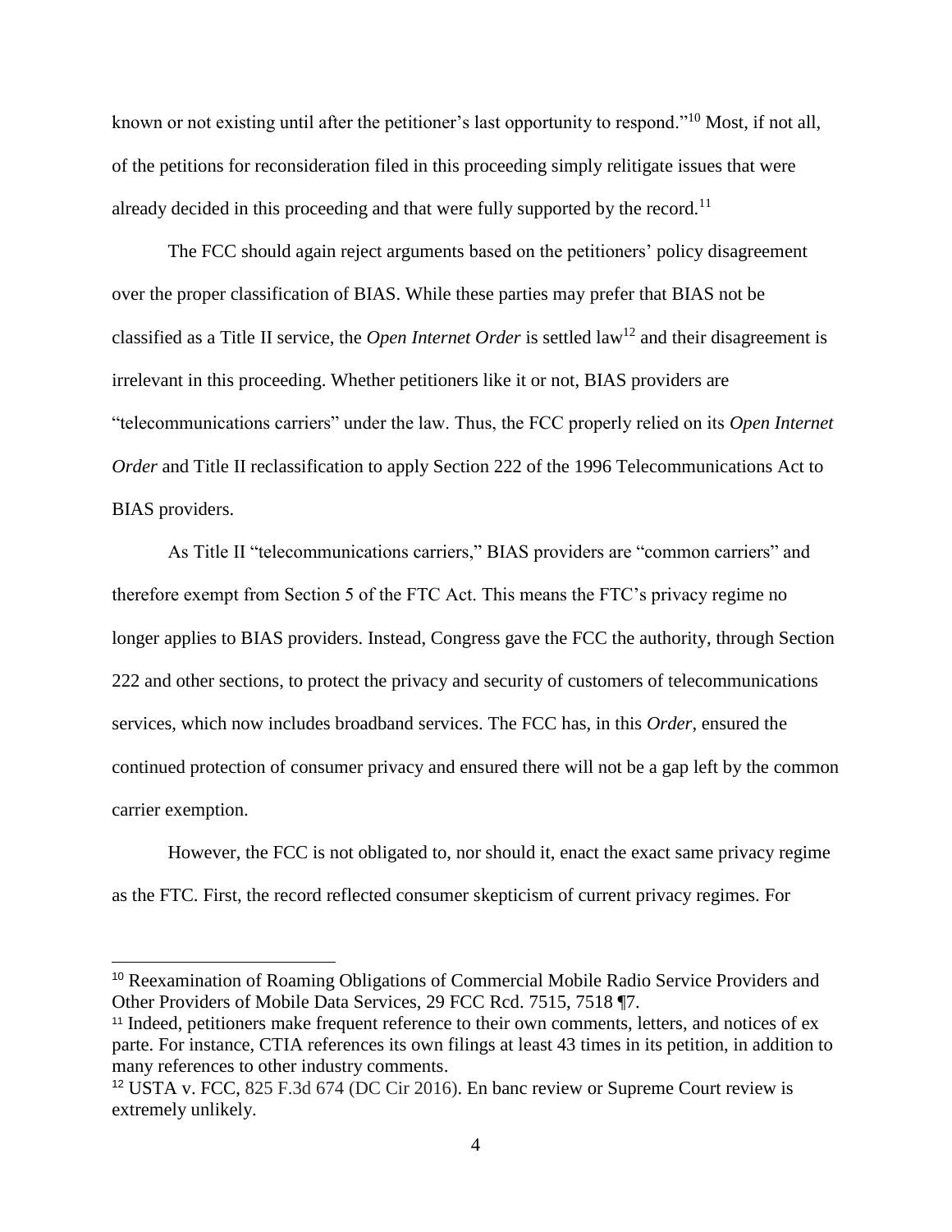known or not existing until after the petitioner's last opportunity to respond."[10] Most, if not all, of the petitions for reconsideration filed in this proceeding simply relitigate issues that were already decided in this proceeding and that were fully supported by the record.[11]

The FCC should again reject arguments based on the petitioners' policy disagreement over the proper classification of BIAS. While these parties may prefer that BIAS not be classified as a Title II service, the *Open Internet Order* is settled law[12] and their disagreement is irrelevant in this proceeding. Whether petitioners like it or not, BIAS providers are "telecommunications carriers" under the law. Thus, the FCC properly relied on its *Open Internet Order* and Title II reclassification to apply Section 222 of the 1996 Telecommunications Act to BIAS providers.

As Title II "telecommunications carriers," BIAS providers are "common carriers" and therefore exempt from Section 5 of the FTC Act. This means the FTC's privacy regime no longer applies to BIAS providers. Instead, Congress gave the FCC the authority, through Section 222 and other sections, to protect the privacy and security of customers of telecommunications services, which now includes broadband services. The FCC has, in this *Order*, ensured the continued protection of consumer privacy and ensured there will not be a gap left by the common carrier exemption.

However, the FCC is not obligated to, nor should it, enact the exact same privacy regime as the FTC. First, the record reflected consumer skepticism of current privacy regimes. For

---

[10] Reexamination of Roaming Obligations of Commercial Mobile Radio Service Providers and Other Providers of Mobile Data Services, 29 FCC Rcd. 7515, 7518 ¶7.

[11] Indeed, petitioners make frequent reference to their own comments, letters, and notices of ex parte. For instance, CTIA references its own filings at least 43 times in its petition, in addition to many references to other industry comments.

[12] USTA v. FCC, 825 F.3d 674 (DC Cir 2016). En banc review or Supreme Court review is extremely unlikely.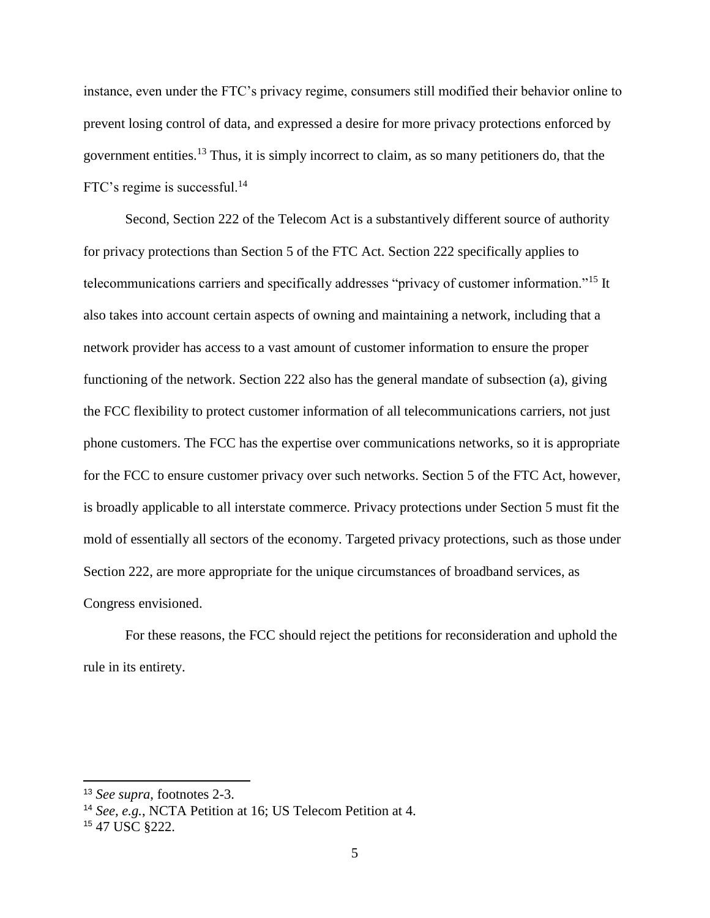instance, even under the FTC's privacy regime, consumers still modified their behavior online to prevent losing control of data, and expressed a desire for more privacy protections enforced by government entities.[13] Thus, it is simply incorrect to claim, as so many petitioners do, that the FTC's regime is successful.[14]

Second, Section 222 of the Telecom Act is a substantively different source of authority for privacy protections than Section 5 of the FTC Act. Section 222 specifically applies to telecommunications carriers and specifically addresses "privacy of customer information."[15] It also takes into account certain aspects of owning and maintaining a network, including that a network provider has access to a vast amount of customer information to ensure the proper functioning of the network. Section 222 also has the general mandate of subsection (a), giving the FCC flexibility to protect customer information of all telecommunications carriers, not just phone customers. The FCC has the expertise over communications networks, so it is appropriate for the FCC to ensure customer privacy over such networks. Section 5 of the FTC Act, however, is broadly applicable to all interstate commerce. Privacy protections under Section 5 must fit the mold of essentially all sectors of the economy. Targeted privacy protections, such as those under Section 222, are more appropriate for the unique circumstances of broadband services, as Congress envisioned.

For these reasons, the FCC should reject the petitions for reconsideration and uphold the rule in its entirety.

---

[13] *See supra*, footnotes 2-3.

[14] *See, e.g.*, NCTA Petition at 16; US Telecom Petition at 4.

[15] 47 USC §222.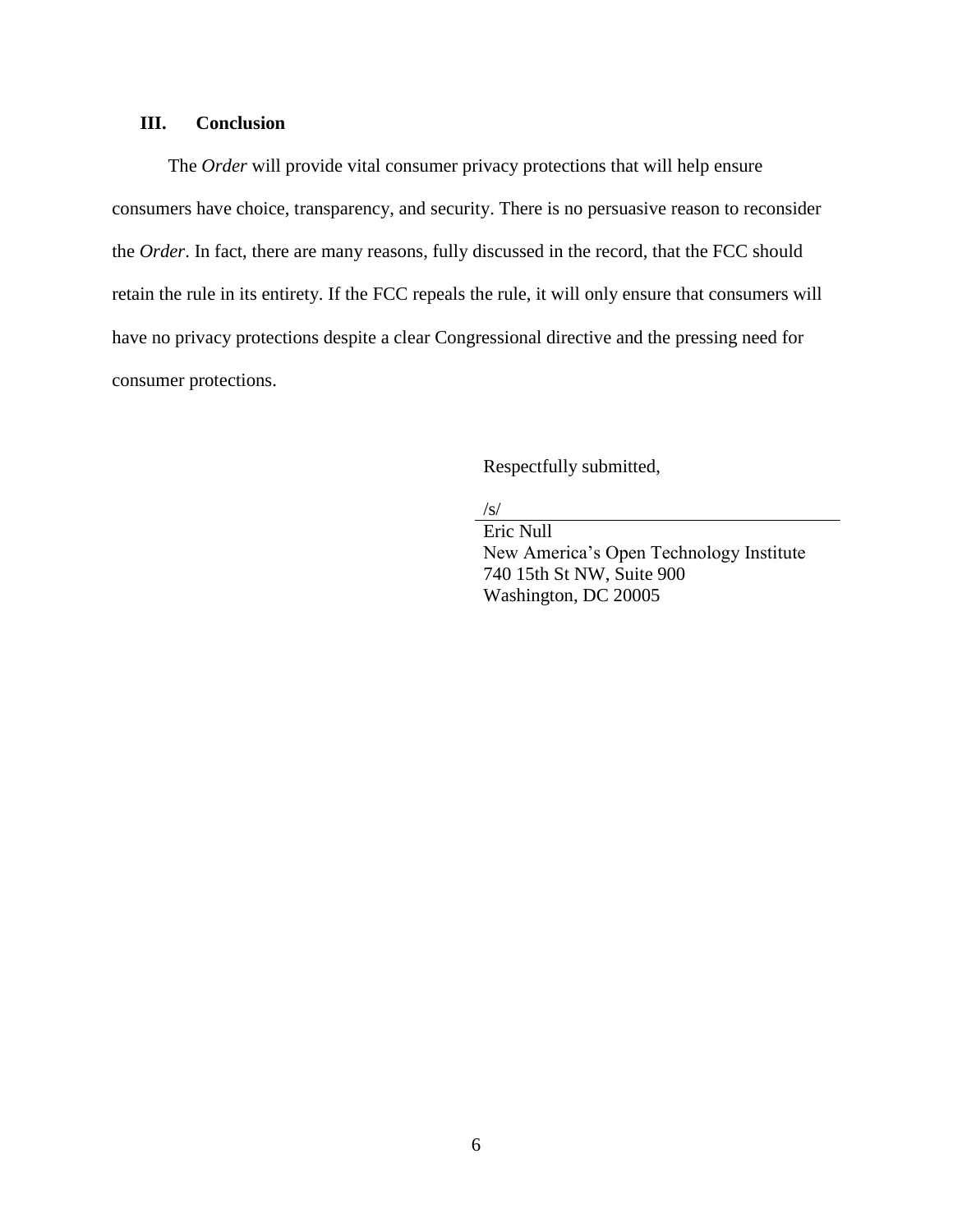## III. Conclusion

The *Order* will provide vital consumer privacy protections that will help ensure consumers have choice, transparency, and security. There is no persuasive reason to reconsider the *Order*. In fact, there are many reasons, fully discussed in the record, that the FCC should retain the rule in its entirety. If the FCC repeals the rule, it will only ensure that consumers will have no privacy protections despite a clear Congressional directive and the pressing need for consumer protections.

Respectfully submitted,

/s/

Eric Null
New America's Open Technology Institute
740 15th St NW, Suite 900
Washington, DC 20005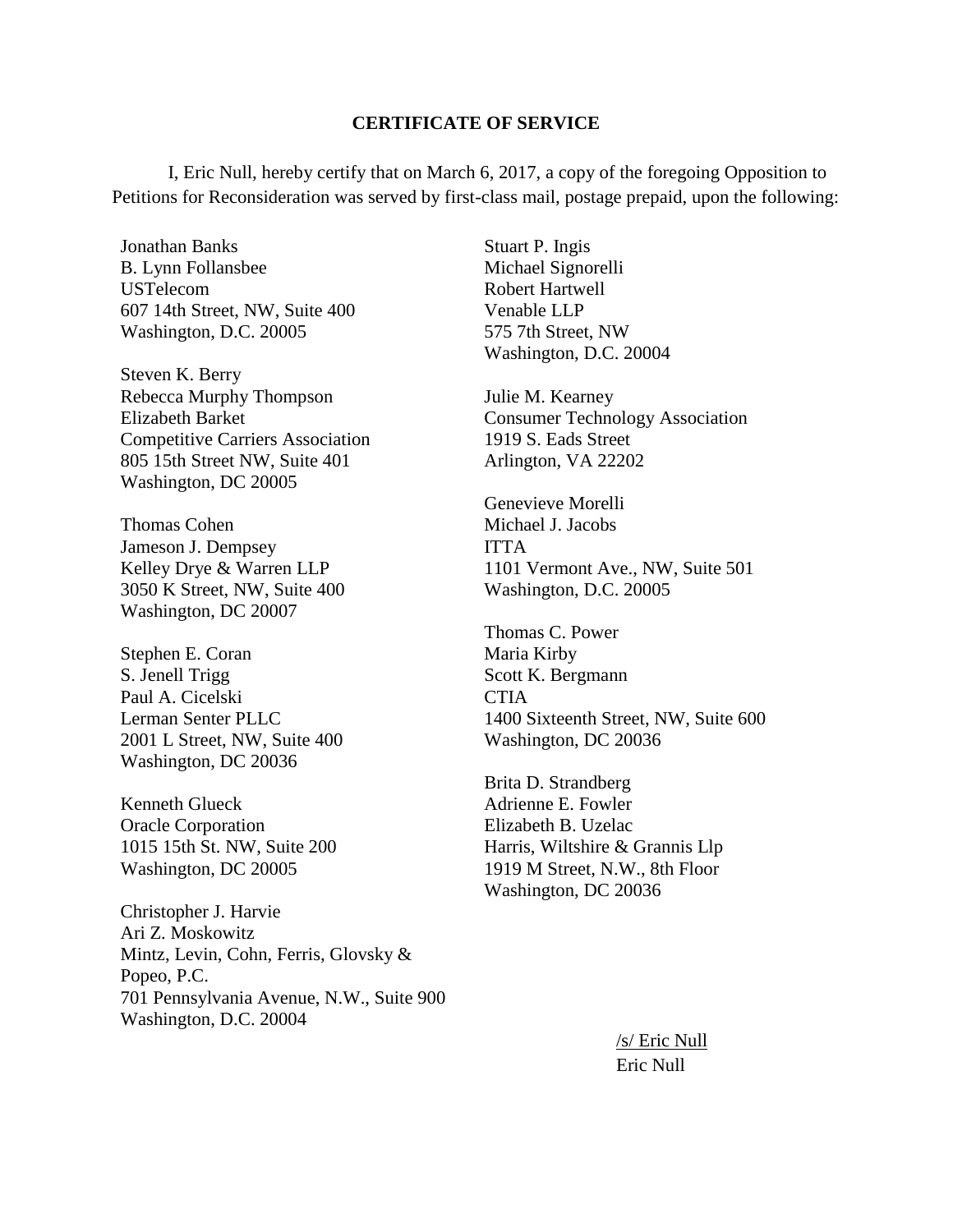**CERTIFICATE OF SERVICE**

I, Eric Null, hereby certify that on March 6, 2017, a copy of the foregoing Opposition to Petitions for Reconsideration was served by first-class mail, postage prepaid, upon the following:

Jonathan Banks
B. Lynn Follansbee
USTelecom
607 14th Street, NW, Suite 400
Washington, D.C. 20005

Steven K. Berry
Rebecca Murphy Thompson
Elizabeth Barket
Competitive Carriers Association
805 15th Street NW, Suite 401
Washington, DC 20005

Thomas Cohen
Jameson J. Dempsey
Kelley Drye & Warren LLP
3050 K Street, NW, Suite 400
Washington, DC 20007

Stephen E. Coran
S. Jenell Trigg
Paul A. Cicelski
Lerman Senter PLLC
2001 L Street, NW, Suite 400
Washington, DC 20036

Kenneth Glueck
Oracle Corporation
1015 15th St. NW, Suite 200
Washington, DC 20005

Christopher J. Harvie
Ari Z. Moskowitz
Mintz, Levin, Cohn, Ferris, Glovsky & Popeo, P.C.
701 Pennsylvania Avenue, N.W., Suite 900
Washington, D.C. 20004

Stuart P. Ingis
Michael Signorelli
Robert Hartwell
Venable LLP
575 7th Street, NW
Washington, D.C. 20004

Julie M. Kearney
Consumer Technology Association
1919 S. Eads Street
Arlington, VA 22202

Genevieve Morelli
Michael J. Jacobs
ITTA
1101 Vermont Ave., NW, Suite 501
Washington, D.C. 20005

Thomas C. Power
Maria Kirby
Scott K. Bergmann
CTIA
1400 Sixteenth Street, NW, Suite 600
Washington, DC 20036

Brita D. Strandberg
Adrienne E. Fowler
Elizabeth B. Uzelac
Harris, Wiltshire & Grannis Llp
1919 M Street, N.W., 8th Floor
Washington, DC 20036

/s/ Eric Null
Eric Null